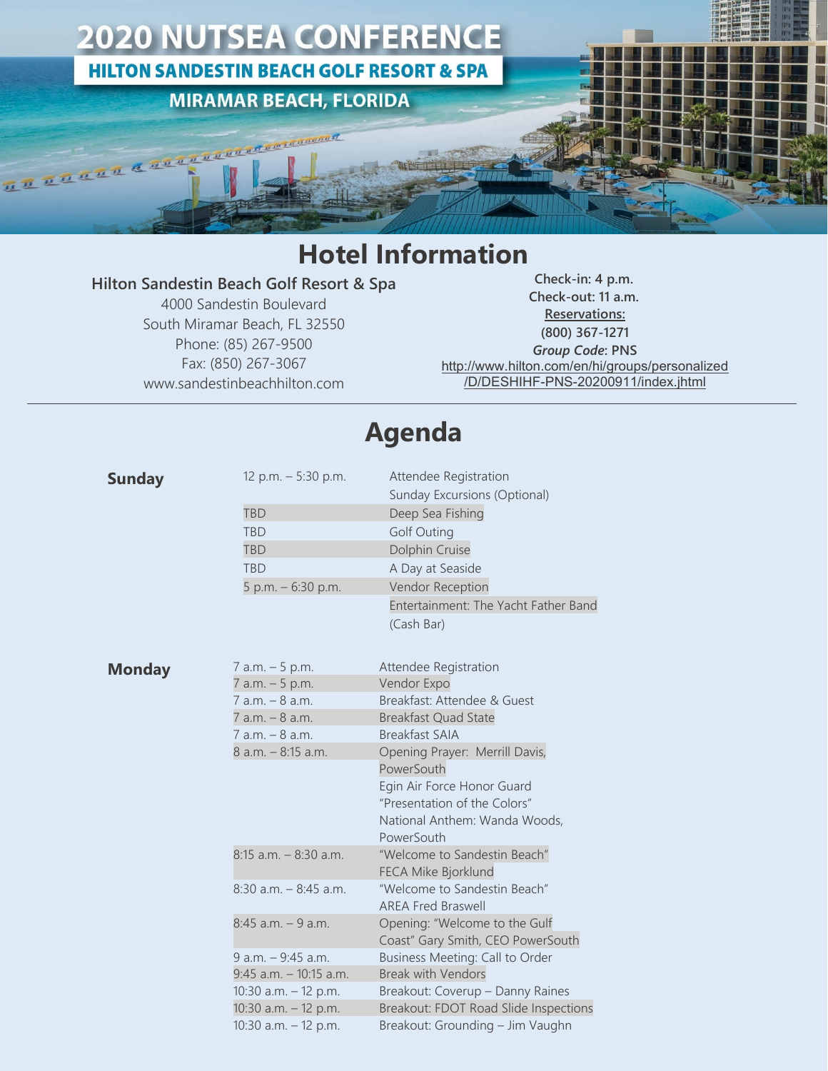# 2020 NUTSEA CONFERENCE

**HILTON SANDESTIN BEACH GOLF RESORT & SPA**

**MIRAMAR BEACH, FLORIDA**

## Hotel Information

**Hilton Sandestin Beach Golf Resort & Spa**
4000 Sandestin Boulevard
South Miramar Beach, FL 32550
Phone: (85) 267-9500
Fax: (850) 267-3067
www.sandestinbeachhilton.com

**Check-in: 4 p.m.**
**Check-out: 11 a.m.**
**Reservations:**
**(800) 367-1271**
***Group Code*: PNS**
http://www.hilton.com/en/hi/groups/personalized/D/DESHIHF-PNS-20200911/index.jhtml

## Agenda

### Sunday

| Time | Event |
|---|---|
| 12 p.m. – 5:30 p.m. | Attendee Registration |
| | Sunday Excursions (Optional) |
| TBD | Deep Sea Fishing |
| TBD | Golf Outing |
| TBD | Dolphin Cruise |
| TBD | A Day at Seaside |
| 5 p.m. – 6:30 p.m. | Vendor Reception |
| | Entertainment: The Yacht Father Band |
| | (Cash Bar) |

### Monday

| Time | Event |
|---|---|
| 7 a.m. – 5 p.m. | Attendee Registration |
| 7 a.m. – 5 p.m. | Vendor Expo |
| 7 a.m. – 8 a.m. | Breakfast: Attendee & Guest |
| 7 a.m. – 8 a.m. | Breakfast Quad State |
| 7 a.m. – 8 a.m. | Breakfast SAIA |
| 8 a.m. – 8:15 a.m. | Opening Prayer: Merrill Davis, PowerSouth<br>Egin Air Force Honor Guard "Presentation of the Colors"<br>National Anthem: Wanda Woods, PowerSouth |
| 8:15 a.m. – 8:30 a.m. | "Welcome to Sandestin Beach" FECA Mike Bjorklund |
| 8:30 a.m. – 8:45 a.m. | "Welcome to Sandestin Beach" AREA Fred Braswell |
| 8:45 a.m. – 9 a.m. | Opening: "Welcome to the Gulf Coast" Gary Smith, CEO PowerSouth |
| 9 a.m. – 9:45 a.m. | Business Meeting: Call to Order |
| 9:45 a.m. – 10:15 a.m. | Break with Vendors |
| 10:30 a.m. – 12 p.m. | Breakout: Coverup – Danny Raines |
| 10:30 a.m. – 12 p.m. | Breakout: FDOT Road Slide Inspections |
| 10:30 a.m. – 12 p.m. | Breakout: Grounding – Jim Vaughn |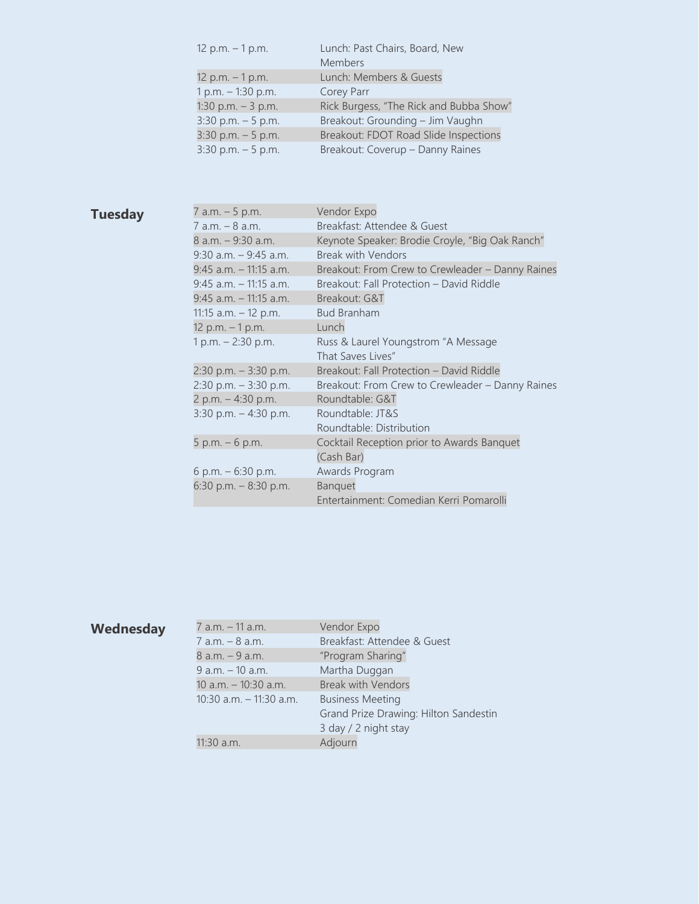| | |
|---|---|
| 12 p.m. – 1 p.m. | Lunch: Past Chairs, Board, New Members |
| 12 p.m. – 1 p.m. | Lunch: Members & Guests |
| 1 p.m. – 1:30 p.m. | Corey Parr |
| 1:30 p.m. – 3 p.m. | Rick Burgess, "The Rick and Bubba Show" |
| 3:30 p.m. – 5 p.m. | Breakout: Grounding – Jim Vaughn |
| 3:30 p.m. – 5 p.m. | Breakout: FDOT Road Slide Inspections |
| 3:30 p.m. – 5 p.m. | Breakout: Coverup – Danny Raines |

**Tuesday**

| | |
|---|---|
| 7 a.m. – 5 p.m. | Vendor Expo |
| 7 a.m. – 8 a.m. | Breakfast: Attendee & Guest |
| 8 a.m. – 9:30 a.m. | Keynote Speaker: Brodie Croyle, "Big Oak Ranch" |
| 9:30 a.m. – 9:45 a.m. | Break with Vendors |
| 9:45 a.m. – 11:15 a.m. | Breakout: From Crew to Crewleader – Danny Raines |
| 9:45 a.m. – 11:15 a.m. | Breakout: Fall Protection – David Riddle |
| 9:45 a.m. – 11:15 a.m. | Breakout: G&T |
| 11:15 a.m. – 12 p.m. | Bud Branham |
| 12 p.m. – 1 p.m. | Lunch |
| 1 p.m. – 2:30 p.m. | Russ & Laurel Youngstrom "A Message That Saves Lives" |
| 2:30 p.m. – 3:30 p.m. | Breakout: Fall Protection – David Riddle |
| 2:30 p.m. – 3:30 p.m. | Breakout: From Crew to Crewleader – Danny Raines |
| 2 p.m. – 4:30 p.m. | Roundtable: G&T |
| 3:30 p.m. – 4:30 p.m. | Roundtable: JT&S<br>Roundtable: Distribution |
| 5 p.m. – 6 p.m. | Cocktail Reception prior to Awards Banquet (Cash Bar) |
| 6 p.m. – 6:30 p.m. | Awards Program |
| 6:30 p.m. – 8:30 p.m. | Banquet<br>Entertainment: Comedian Kerri Pomarolli |

**Wednesday**

| | |
|---|---|
| 7 a.m. – 11 a.m. | Vendor Expo |
| 7 a.m. – 8 a.m. | Breakfast: Attendee & Guest |
| 8 a.m. – 9 a.m. | "Program Sharing" |
| 9 a.m. – 10 a.m. | Martha Duggan |
| 10 a.m. – 10:30 a.m. | Break with Vendors |
| 10:30 a.m. – 11:30 a.m. | Business Meeting<br>Grand Prize Drawing: Hilton Sandestin<br>3 day / 2 night stay |
| 11:30 a.m. | Adjourn |